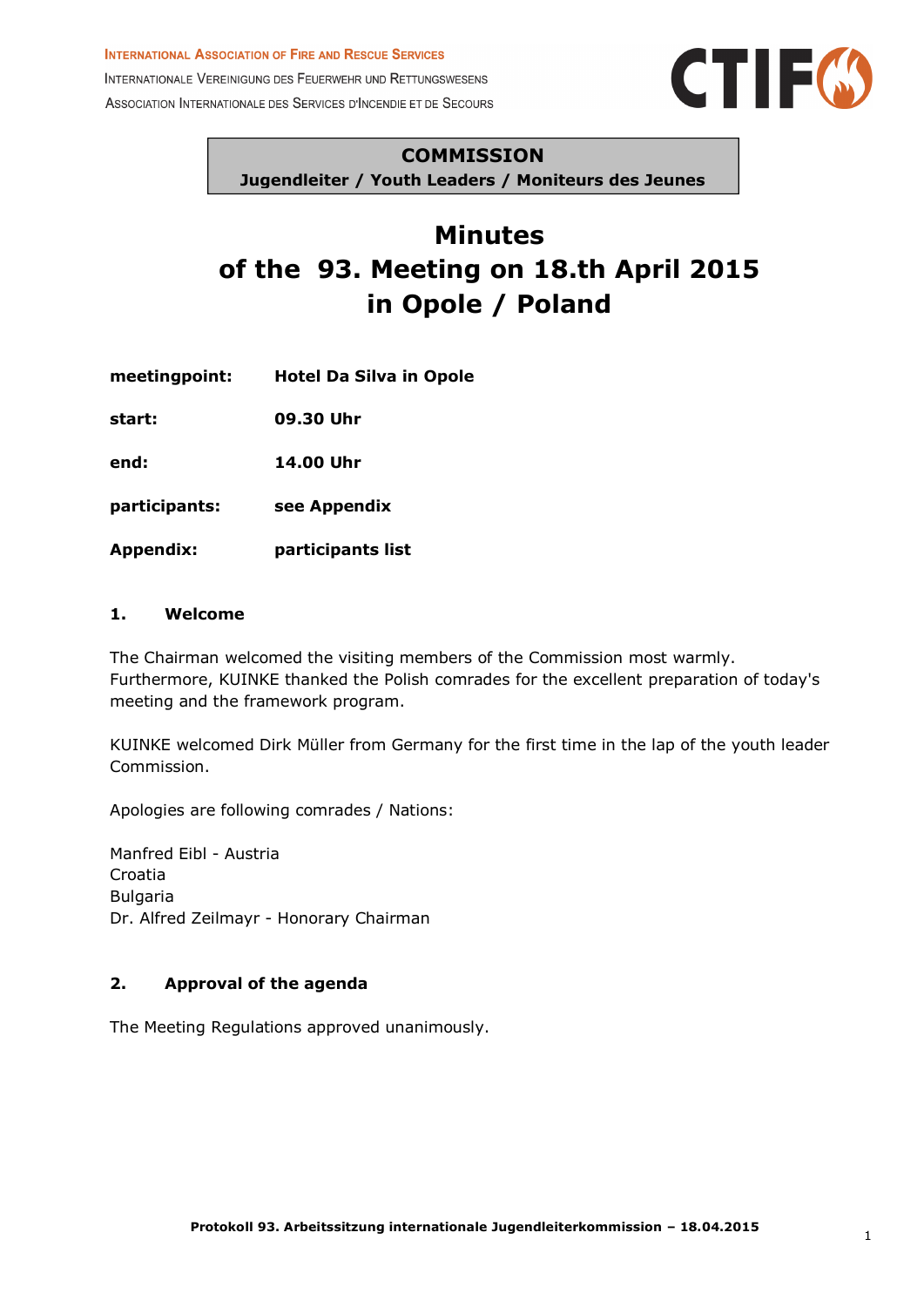INTERNATIONAL ASSOCIATION OF FIRE AND RESCUE SERVICES
INTERNATIONALE VEREINIGUNG DES FEUERWEHR UND RETTUNGSWESENS
ASSOCIATION INTERNATIONALE DES SERVICES D'INCENDIE ET DE SECOURS

CTIF

**COMMISSION**
**Jugendleiter / Youth Leaders / Moniteurs des Jeunes**

# Minutes of the 93. Meeting on 18.th April 2015 in Opole / Poland

| | |
|---|---|
| **meetingpoint:** | **Hotel Da Silva in Opole** |
| **start:** | **09.30 Uhr** |
| **end:** | **14.00 Uhr** |
| **participants:** | **see Appendix** |
| **Appendix:** | **participants list** |

## 1. Welcome

The Chairman welcomed the visiting members of the Commission most warmly. Furthermore, KUINKE thanked the Polish comrades for the excellent preparation of today's meeting and the framework program.

KUINKE welcomed Dirk Müller from Germany for the first time in the lap of the youth leader Commission.

Apologies are following comrades / Nations:

Manfred Eibl - Austria
Croatia
Bulgaria
Dr. Alfred Zeilmayr - Honorary Chairman

## 2. Approval of the agenda

The Meeting Regulations approved unanimously.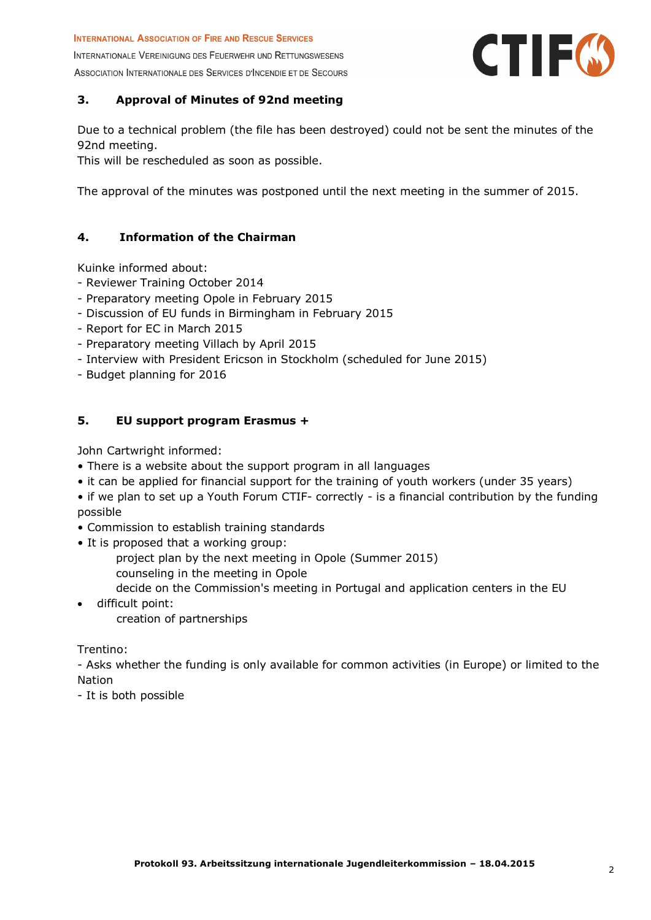## 3. Approval of Minutes of 92nd meeting

Due to a technical problem (the file has been destroyed) could not be sent the minutes of the 92nd meeting.
This will be rescheduled as soon as possible.

The approval of the minutes was postponed until the next meeting in the summer of 2015.

## 4. Information of the Chairman

Kuinke informed about:
- Reviewer Training October 2014
- Preparatory meeting Opole in February 2015
- Discussion of EU funds in Birmingham in February 2015
- Report for EC in March 2015
- Preparatory meeting Villach by April 2015
- Interview with President Ericson in Stockholm (scheduled for June 2015)
- Budget planning for 2016

## 5. EU support program Erasmus +

John Cartwright informed:
- There is a website about the support program in all languages
- it can be applied for financial support for the training of youth workers (under 35 years)
- if we plan to set up a Youth Forum CTIF- correctly - is a financial contribution by the funding possible
- Commission to establish training standards
- It is proposed that a working group:
  - project plan by the next meeting in Opole (Summer 2015)
  - counseling in the meeting in Opole
  - decide on the Commission's meeting in Portugal and application centers in the EU
- difficult point:
  - creation of partnerships

Trentino:
- Asks whether the funding is only available for common activities (in Europe) or limited to the Nation
- It is both possible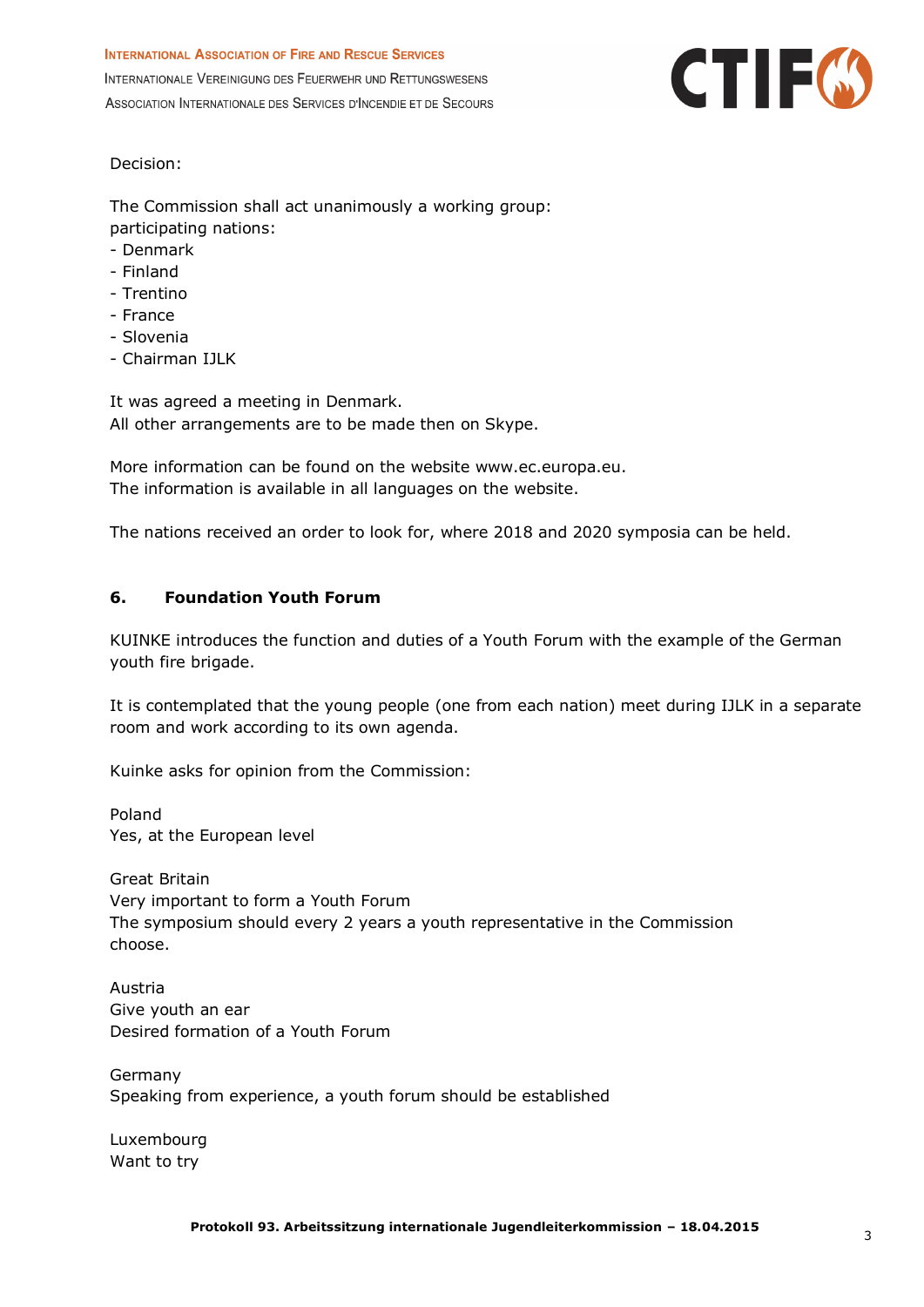Decision:

The Commission shall act unanimously a working group:
participating nations:
- Denmark
- Finland
- Trentino
- France
- Slovenia
- Chairman IJLK

It was agreed a meeting in Denmark.
All other arrangements are to be made then on Skype.

More information can be found on the website www.ec.europa.eu.
The information is available in all languages on the website.

The nations received an order to look for, where 2018 and 2020 symposia can be held.

## 6. Foundation Youth Forum

KUINKE introduces the function and duties of a Youth Forum with the example of the German youth fire brigade.

It is contemplated that the young people (one from each nation) meet during IJLK in a separate room and work according to its own agenda.

Kuinke asks for opinion from the Commission:

Poland
Yes, at the European level

Great Britain
Very important to form a Youth Forum
The symposium should every 2 years a youth representative in the Commission choose.

Austria
Give youth an ear
Desired formation of a Youth Forum

Germany
Speaking from experience, a youth forum should be established

Luxembourg
Want to try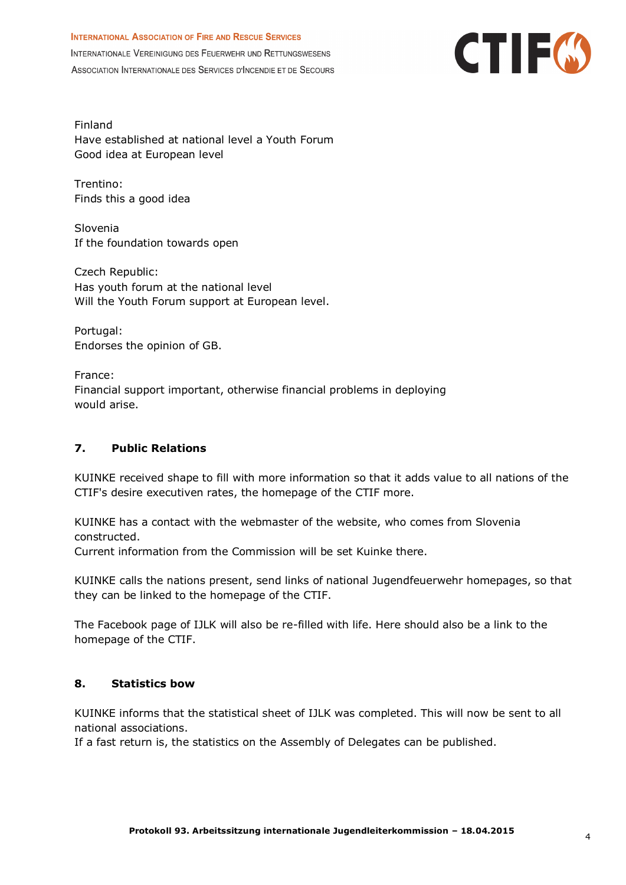Finland
Have established at national level a Youth Forum
Good idea at European level

Trentino:
Finds this a good idea

Slovenia
If the foundation towards open

Czech Republic:
Has youth forum at the national level
Will the Youth Forum support at European level.

Portugal:
Endorses the opinion of GB.

France:
Financial support important, otherwise financial problems in deploying would arise.

## 7. Public Relations

KUINKE received shape to fill with more information so that it adds value to all nations of the CTIF's desire executiven rates, the homepage of the CTIF more.

KUINKE has a contact with the webmaster of the website, who comes from Slovenia constructed.
Current information from the Commission will be set Kuinke there.

KUINKE calls the nations present, send links of national Jugendfeuerwehr homepages, so that they can be linked to the homepage of the CTIF.

The Facebook page of IJLK will also be re-filled with life. Here should also be a link to the homepage of the CTIF.

## 8. Statistics bow

KUINKE informs that the statistical sheet of IJLK was completed. This will now be sent to all national associations.
If a fast return is, the statistics on the Assembly of Delegates can be published.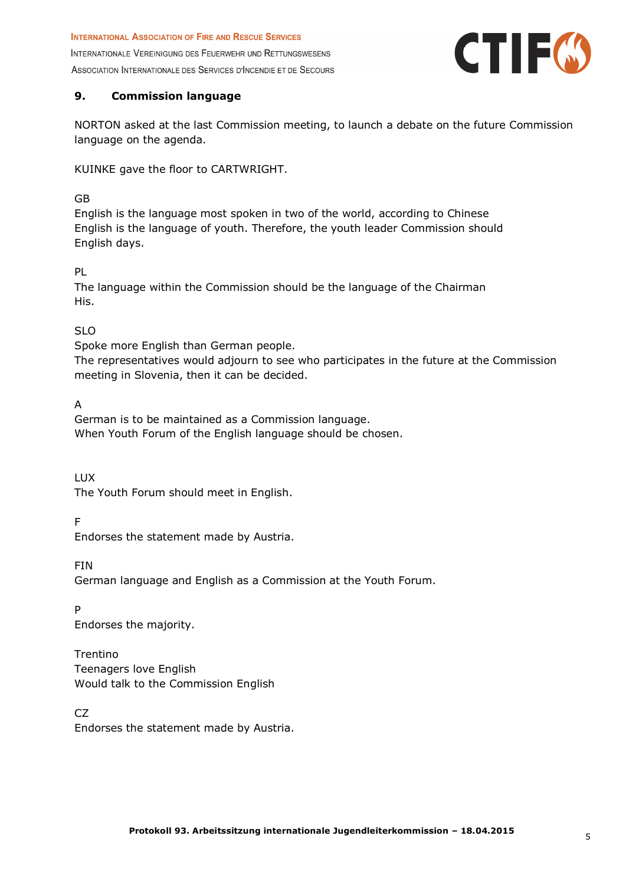## 9. Commission language

NORTON asked at the last Commission meeting, to launch a debate on the future Commission language on the agenda.

KUINKE gave the floor to CARTWRIGHT.

GB
English is the language most spoken in two of the world, according to Chinese
English is the language of youth. Therefore, the youth leader Commission should
English days.

PL
The language within the Commission should be the language of the Chairman
His.

SLO
Spoke more English than German people.
The representatives would adjourn to see who participates in the future at the Commission meeting in Slovenia, then it can be decided.

A
German is to be maintained as a Commission language.
When Youth Forum of the English language should be chosen.

LUX
The Youth Forum should meet in English.

F
Endorses the statement made by Austria.

FIN
German language and English as a Commission at the Youth Forum.

P
Endorses the majority.

Trentino
Teenagers love English
Would talk to the Commission English

CZ
Endorses the statement made by Austria.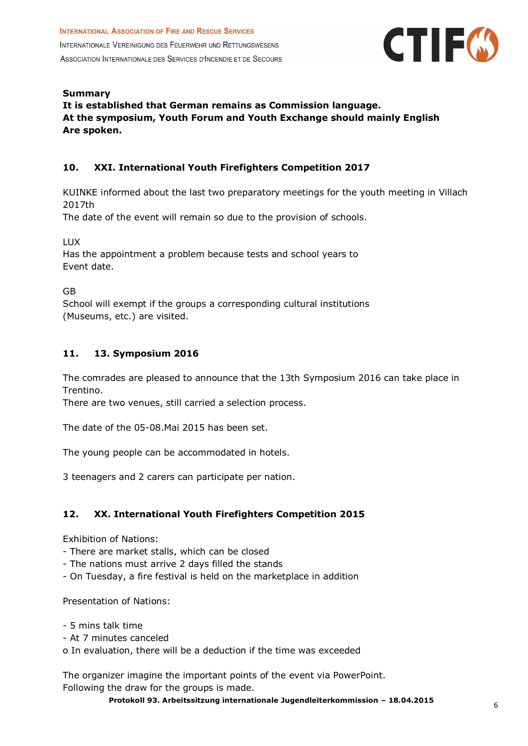**Summary**
**It is established that German remains as Commission language.**
**At the symposium, Youth Forum and Youth Exchange should mainly English Are spoken.**

## 10. XXI. International Youth Firefighters Competition 2017

KUINKE informed about the last two preparatory meetings for the youth meeting in Villach 2017th
The date of the event will remain so due to the provision of schools.

LUX
Has the appointment a problem because tests and school years to Event date.

GB
School will exempt if the groups a corresponding cultural institutions (Museums, etc.) are visited.

## 11. 13. Symposium 2016

The comrades are pleased to announce that the 13th Symposium 2016 can take place in Trentino.
There are two venues, still carried a selection process.

The date of the 05-08.Mai 2015 has been set.

The young people can be accommodated in hotels.

3 teenagers and 2 carers can participate per nation.

## 12. XX. International Youth Firefighters Competition 2015

Exhibition of Nations:
- There are market stalls, which can be closed
- The nations must arrive 2 days filled the stands
- On Tuesday, a fire festival is held on the marketplace in addition

Presentation of Nations:

- 5 mins talk time
- At 7 minutes canceled
  - In evaluation, there will be a deduction if the time was exceeded

The organizer imagine the important points of the event via PowerPoint.
Following the draw for the groups is made.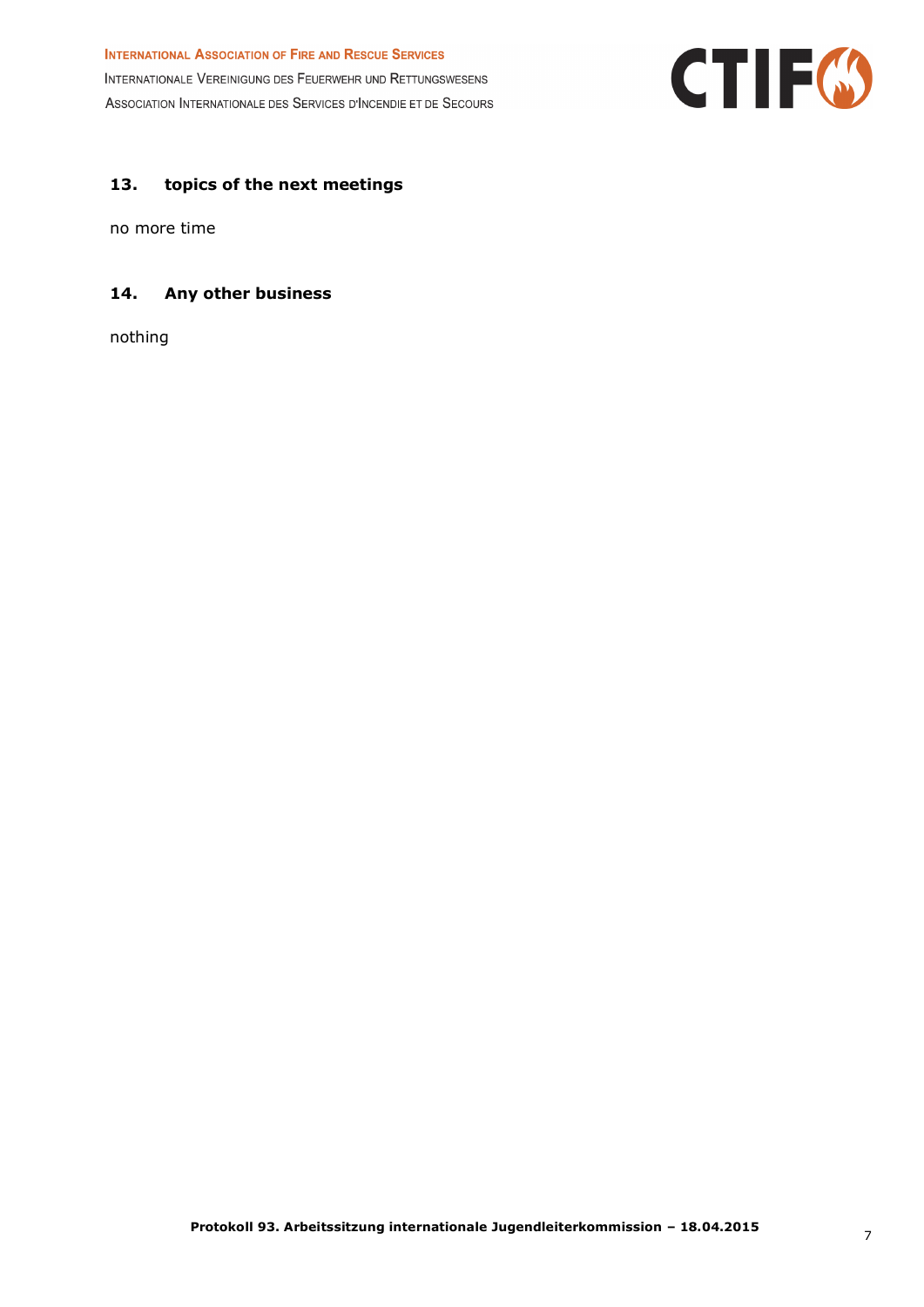## 13. topics of the next meetings

no more time

## 14. Any other business

nothing